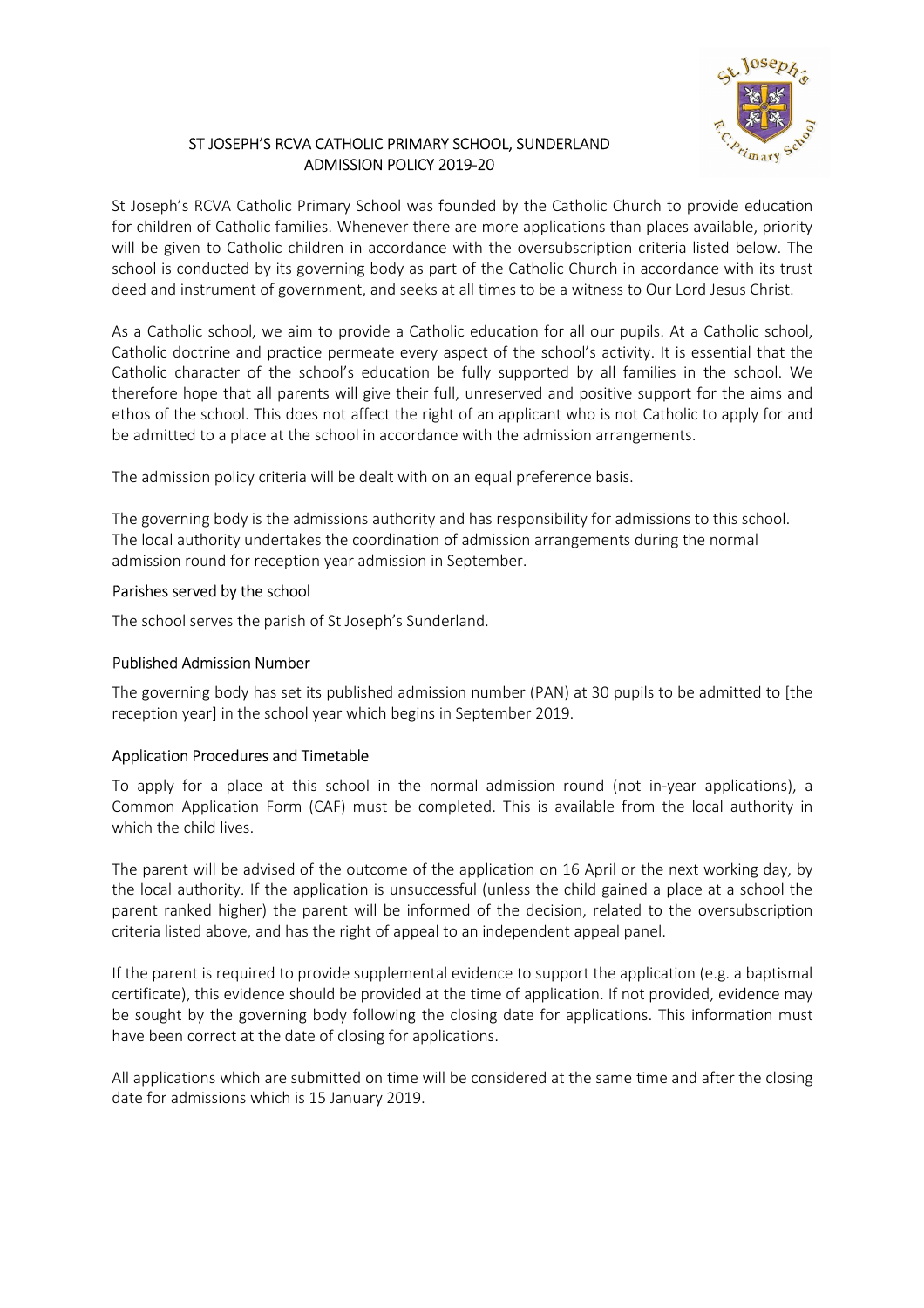# ST JOSEPH'S RCVA CATHOLIC PRIMARY SCHOOL, SUNDERLAND
# ADMISSION POLICY 2019-20

St Joseph's RCVA Catholic Primary School was founded by the Catholic Church to provide education for children of Catholic families. Whenever there are more applications than places available, priority will be given to Catholic children in accordance with the oversubscription criteria listed below. The school is conducted by its governing body as part of the Catholic Church in accordance with its trust deed and instrument of government, and seeks at all times to be a witness to Our Lord Jesus Christ.

As a Catholic school, we aim to provide a Catholic education for all our pupils. At a Catholic school, Catholic doctrine and practice permeate every aspect of the school's activity. It is essential that the Catholic character of the school's education be fully supported by all families in the school. We therefore hope that all parents will give their full, unreserved and positive support for the aims and ethos of the school. This does not affect the right of an applicant who is not Catholic to apply for and be admitted to a place at the school in accordance with the admission arrangements.

The admission policy criteria will be dealt with on an equal preference basis.

The governing body is the admissions authority and has responsibility for admissions to this school. The local authority undertakes the coordination of admission arrangements during the normal admission round for reception year admission in September.

## Parishes served by the school

The school serves the parish of St Joseph's Sunderland.

## Published Admission Number

The governing body has set its published admission number (PAN) at 30 pupils to be admitted to [the reception year] in the school year which begins in September 2019.

## Application Procedures and Timetable

To apply for a place at this school in the normal admission round (not in-year applications), a Common Application Form (CAF) must be completed. This is available from the local authority in which the child lives.

The parent will be advised of the outcome of the application on 16 April or the next working day, by the local authority. If the application is unsuccessful (unless the child gained a place at a school the parent ranked higher) the parent will be informed of the decision, related to the oversubscription criteria listed above, and has the right of appeal to an independent appeal panel.

If the parent is required to provide supplemental evidence to support the application (e.g. a baptismal certificate), this evidence should be provided at the time of application. If not provided, evidence may be sought by the governing body following the closing date for applications. This information must have been correct at the date of closing for applications.

All applications which are submitted on time will be considered at the same time and after the closing date for admissions which is 15 January 2019.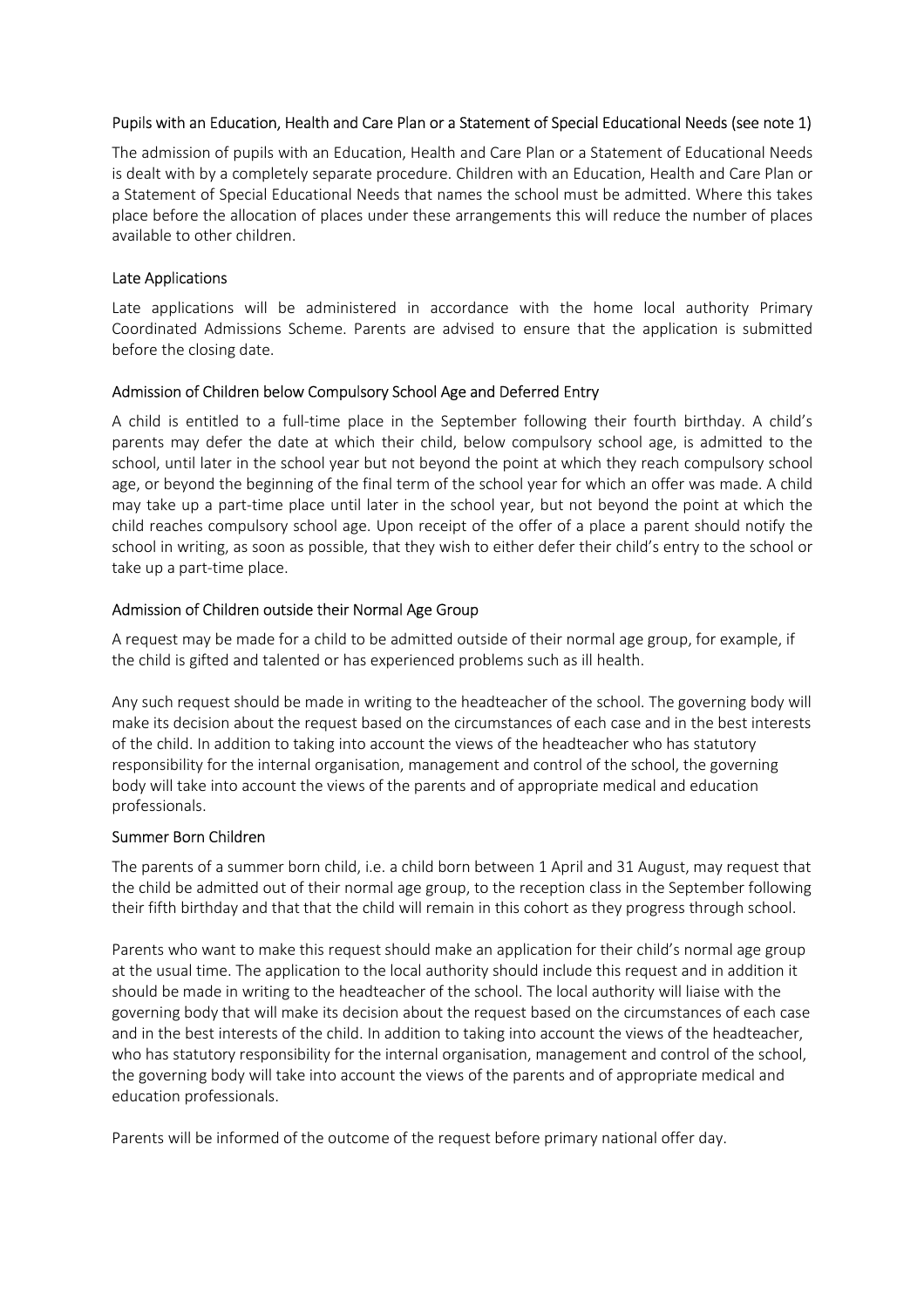### Pupils with an Education, Health and Care Plan or a Statement of Special Educational Needs (see note 1)

The admission of pupils with an Education, Health and Care Plan or a Statement of Educational Needs is dealt with by a completely separate procedure. Children with an Education, Health and Care Plan or a Statement of Special Educational Needs that names the school must be admitted. Where this takes place before the allocation of places under these arrangements this will reduce the number of places available to other children.

### Late Applications

Late applications will be administered in accordance with the home local authority Primary Coordinated Admissions Scheme. Parents are advised to ensure that the application is submitted before the closing date.

### Admission of Children below Compulsory School Age and Deferred Entry

A child is entitled to a full-time place in the September following their fourth birthday. A child's parents may defer the date at which their child, below compulsory school age, is admitted to the school, until later in the school year but not beyond the point at which they reach compulsory school age, or beyond the beginning of the final term of the school year for which an offer was made. A child may take up a part-time place until later in the school year, but not beyond the point at which the child reaches compulsory school age. Upon receipt of the offer of a place a parent should notify the school in writing, as soon as possible, that they wish to either defer their child's entry to the school or take up a part-time place.

### Admission of Children outside their Normal Age Group

A request may be made for a child to be admitted outside of their normal age group, for example, if the child is gifted and talented or has experienced problems such as ill health.

Any such request should be made in writing to the headteacher of the school. The governing body will make its decision about the request based on the circumstances of each case and in the best interests of the child. In addition to taking into account the views of the headteacher who has statutory responsibility for the internal organisation, management and control of the school, the governing body will take into account the views of the parents and of appropriate medical and education professionals.

### Summer Born Children

The parents of a summer born child, i.e. a child born between 1 April and 31 August, may request that the child be admitted out of their normal age group, to the reception class in the September following their fifth birthday and that that the child will remain in this cohort as they progress through school.

Parents who want to make this request should make an application for their child's normal age group at the usual time. The application to the local authority should include this request and in addition it should be made in writing to the headteacher of the school. The local authority will liaise with the governing body that will make its decision about the request based on the circumstances of each case and in the best interests of the child. In addition to taking into account the views of the headteacher, who has statutory responsibility for the internal organisation, management and control of the school, the governing body will take into account the views of the parents and of appropriate medical and education professionals.

Parents will be informed of the outcome of the request before primary national offer day.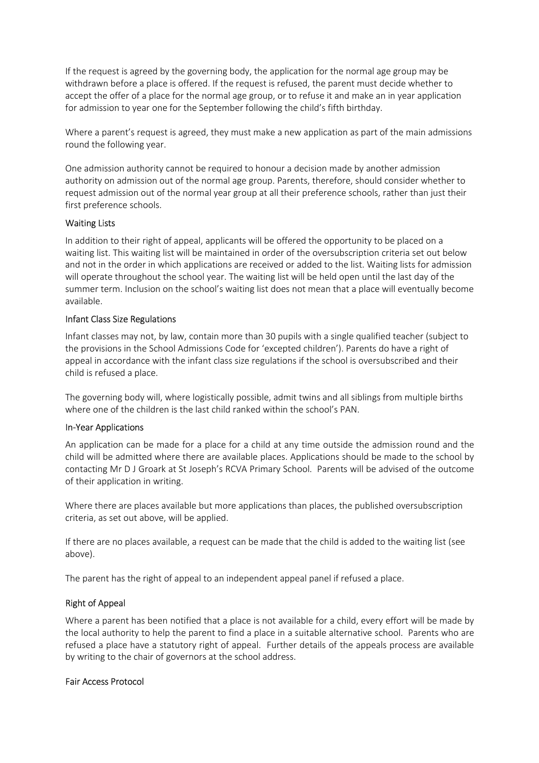If the request is agreed by the governing body, the application for the normal age group may be withdrawn before a place is offered. If the request is refused, the parent must decide whether to accept the offer of a place for the normal age group, or to refuse it and make an in year application for admission to year one for the September following the child's fifth birthday.

Where a parent's request is agreed, they must make a new application as part of the main admissions round the following year.

One admission authority cannot be required to honour a decision made by another admission authority on admission out of the normal age group. Parents, therefore, should consider whether to request admission out of the normal year group at all their preference schools, rather than just their first preference schools.

### Waiting Lists

In addition to their right of appeal, applicants will be offered the opportunity to be placed on a waiting list. This waiting list will be maintained in order of the oversubscription criteria set out below and not in the order in which applications are received or added to the list. Waiting lists for admission will operate throughout the school year. The waiting list will be held open until the last day of the summer term. Inclusion on the school's waiting list does not mean that a place will eventually become available.

### Infant Class Size Regulations

Infant classes may not, by law, contain more than 30 pupils with a single qualified teacher (subject to the provisions in the School Admissions Code for 'excepted children'). Parents do have a right of appeal in accordance with the infant class size regulations if the school is oversubscribed and their child is refused a place.

The governing body will, where logistically possible, admit twins and all siblings from multiple births where one of the children is the last child ranked within the school's PAN.

### In-Year Applications

An application can be made for a place for a child at any time outside the admission round and the child will be admitted where there are available places. Applications should be made to the school by contacting Mr D J Groark at St Joseph's RCVA Primary School. Parents will be advised of the outcome of their application in writing.

Where there are places available but more applications than places, the published oversubscription criteria, as set out above, will be applied.

If there are no places available, a request can be made that the child is added to the waiting list (see above).

The parent has the right of appeal to an independent appeal panel if refused a place.

### Right of Appeal

Where a parent has been notified that a place is not available for a child, every effort will be made by the local authority to help the parent to find a place in a suitable alternative school. Parents who are refused a place have a statutory right of appeal. Further details of the appeals process are available by writing to the chair of governors at the school address.

### Fair Access Protocol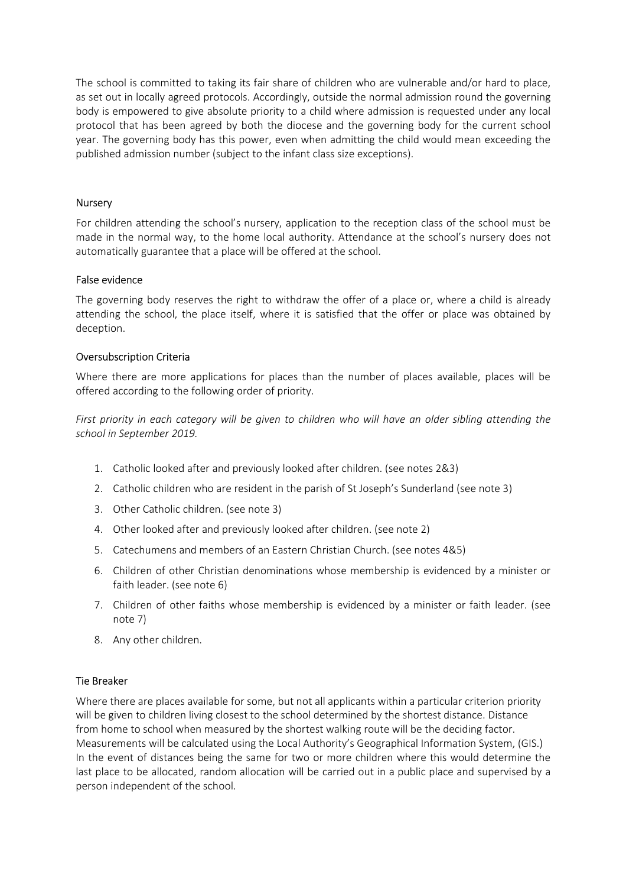The school is committed to taking its fair share of children who are vulnerable and/or hard to place, as set out in locally agreed protocols. Accordingly, outside the normal admission round the governing body is empowered to give absolute priority to a child where admission is requested under any local protocol that has been agreed by both the diocese and the governing body for the current school year. The governing body has this power, even when admitting the child would mean exceeding the published admission number (subject to the infant class size exceptions).

## Nursery

For children attending the school's nursery, application to the reception class of the school must be made in the normal way, to the home local authority. Attendance at the school's nursery does not automatically guarantee that a place will be offered at the school.

## False evidence

The governing body reserves the right to withdraw the offer of a place or, where a child is already attending the school, the place itself, where it is satisfied that the offer or place was obtained by deception.

## Oversubscription Criteria

Where there are more applications for places than the number of places available, places will be offered according to the following order of priority.

*First priority in each category will be given to children who will have an older sibling attending the school in September 2019.*

1. Catholic looked after and previously looked after children. (see notes 2&3)
2. Catholic children who are resident in the parish of St Joseph's Sunderland (see note 3)
3. Other Catholic children. (see note 3)
4. Other looked after and previously looked after children. (see note 2)
5. Catechumens and members of an Eastern Christian Church. (see notes 4&5)
6. Children of other Christian denominations whose membership is evidenced by a minister or faith leader. (see note 6)
7. Children of other faiths whose membership is evidenced by a minister or faith leader. (see note 7)
8. Any other children.

## Tie Breaker

Where there are places available for some, but not all applicants within a particular criterion priority will be given to children living closest to the school determined by the shortest distance. Distance from home to school when measured by the shortest walking route will be the deciding factor. Measurements will be calculated using the Local Authority's Geographical Information System, (GIS.) In the event of distances being the same for two or more children where this would determine the last place to be allocated, random allocation will be carried out in a public place and supervised by a person independent of the school.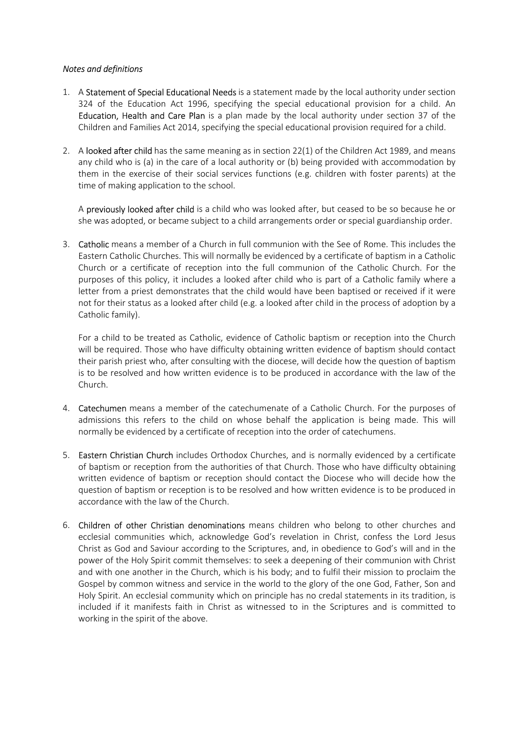*Notes and definitions*

1. A **Statement of Special Educational Needs** is a statement made by the local authority under section 324 of the Education Act 1996, specifying the special educational provision for a child. An **Education, Health and Care Plan** is a plan made by the local authority under section 37 of the Children and Families Act 2014, specifying the special educational provision required for a child.

2. A **looked after child** has the same meaning as in section 22(1) of the Children Act 1989, and means any child who is (a) in the care of a local authority or (b) being provided with accommodation by them in the exercise of their social services functions (e.g. children with foster parents) at the time of making application to the school.

   A **previously looked after child** is a child who was looked after, but ceased to be so because he or she was adopted, or became subject to a child arrangements order or special guardianship order.

3. **Catholic** means a member of a Church in full communion with the See of Rome. This includes the Eastern Catholic Churches. This will normally be evidenced by a certificate of baptism in a Catholic Church or a certificate of reception into the full communion of the Catholic Church. For the purposes of this policy, it includes a looked after child who is part of a Catholic family where a letter from a priest demonstrates that the child would have been baptised or received if it were not for their status as a looked after child (e.g. a looked after child in the process of adoption by a Catholic family).

   For a child to be treated as Catholic, evidence of Catholic baptism or reception into the Church will be required. Those who have difficulty obtaining written evidence of baptism should contact their parish priest who, after consulting with the diocese, will decide how the question of baptism is to be resolved and how written evidence is to be produced in accordance with the law of the Church.

4. **Catechumen** means a member of the catechumenate of a Catholic Church. For the purposes of admissions this refers to the child on whose behalf the application is being made. This will normally be evidenced by a certificate of reception into the order of catechumens.

5. **Eastern Christian Church** includes Orthodox Churches, and is normally evidenced by a certificate of baptism or reception from the authorities of that Church. Those who have difficulty obtaining written evidence of baptism or reception should contact the Diocese who will decide how the question of baptism or reception is to be resolved and how written evidence is to be produced in accordance with the law of the Church.

6. **Children of other Christian denominations** means children who belong to other churches and ecclesial communities which, acknowledge God's revelation in Christ, confess the Lord Jesus Christ as God and Saviour according to the Scriptures, and, in obedience to God's will and in the power of the Holy Spirit commit themselves: to seek a deepening of their communion with Christ and with one another in the Church, which is his body; and to fulfil their mission to proclaim the Gospel by common witness and service in the world to the glory of the one God, Father, Son and Holy Spirit. An ecclesial community which on principle has no credal statements in its tradition, is included if it manifests faith in Christ as witnessed to in the Scriptures and is committed to working in the spirit of the above.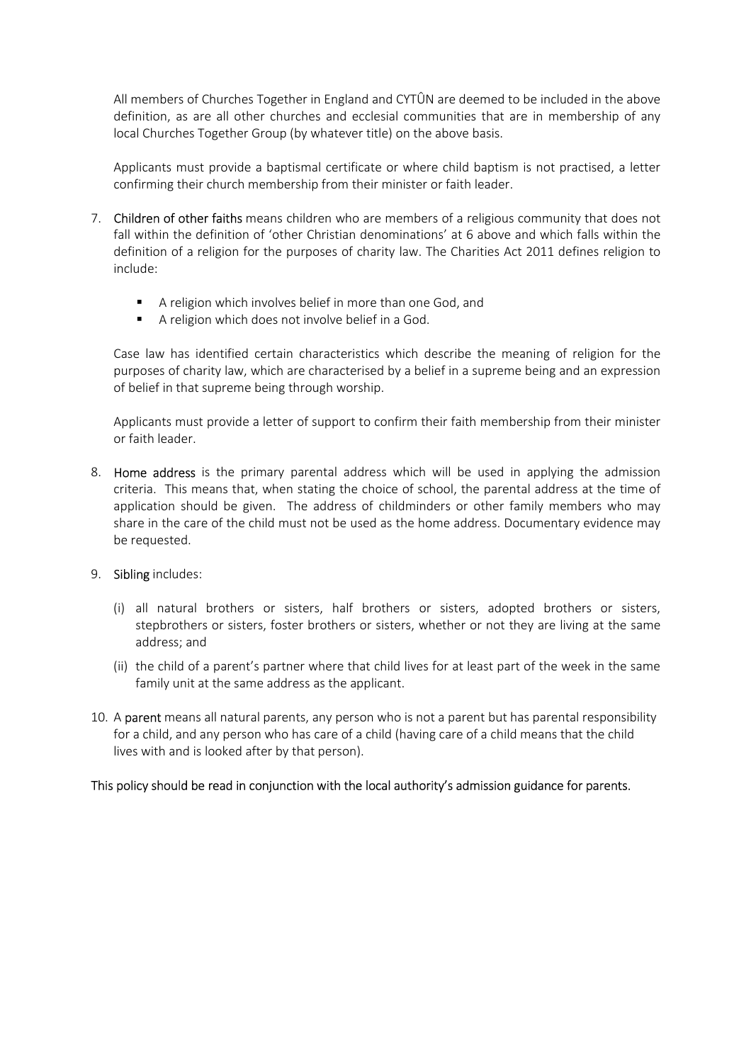All members of Churches Together in England and CYTÛN are deemed to be included in the above definition, as are all other churches and ecclesial communities that are in membership of any local Churches Together Group (by whatever title) on the above basis.

Applicants must provide a baptismal certificate or where child baptism is not practised, a letter confirming their church membership from their minister or faith leader.

7. **Children of other faiths** means children who are members of a religious community that does not fall within the definition of 'other Christian denominations' at 6 above and which falls within the definition of a religion for the purposes of charity law. The Charities Act 2011 defines religion to include:

   - A religion which involves belief in more than one God, and
   - A religion which does not involve belief in a God.

   Case law has identified certain characteristics which describe the meaning of religion for the purposes of charity law, which are characterised by a belief in a supreme being and an expression of belief in that supreme being through worship.

   Applicants must provide a letter of support to confirm their faith membership from their minister or faith leader.

8. **Home address** is the primary parental address which will be used in applying the admission criteria. This means that, when stating the choice of school, the parental address at the time of application should be given. The address of childminders or other family members who may share in the care of the child must not be used as the home address. Documentary evidence may be requested.

9. **Sibling** includes:

   (i) all natural brothers or sisters, half brothers or sisters, adopted brothers or sisters, stepbrothers or sisters, foster brothers or sisters, whether or not they are living at the same address; and

   (ii) the child of a parent's partner where that child lives for at least part of the week in the same family unit at the same address as the applicant.

10. A **parent** means all natural parents, any person who is not a parent but has parental responsibility for a child, and any person who has care of a child (having care of a child means that the child lives with and is looked after by that person).

This policy should be read in conjunction with the local authority's admission guidance for parents.